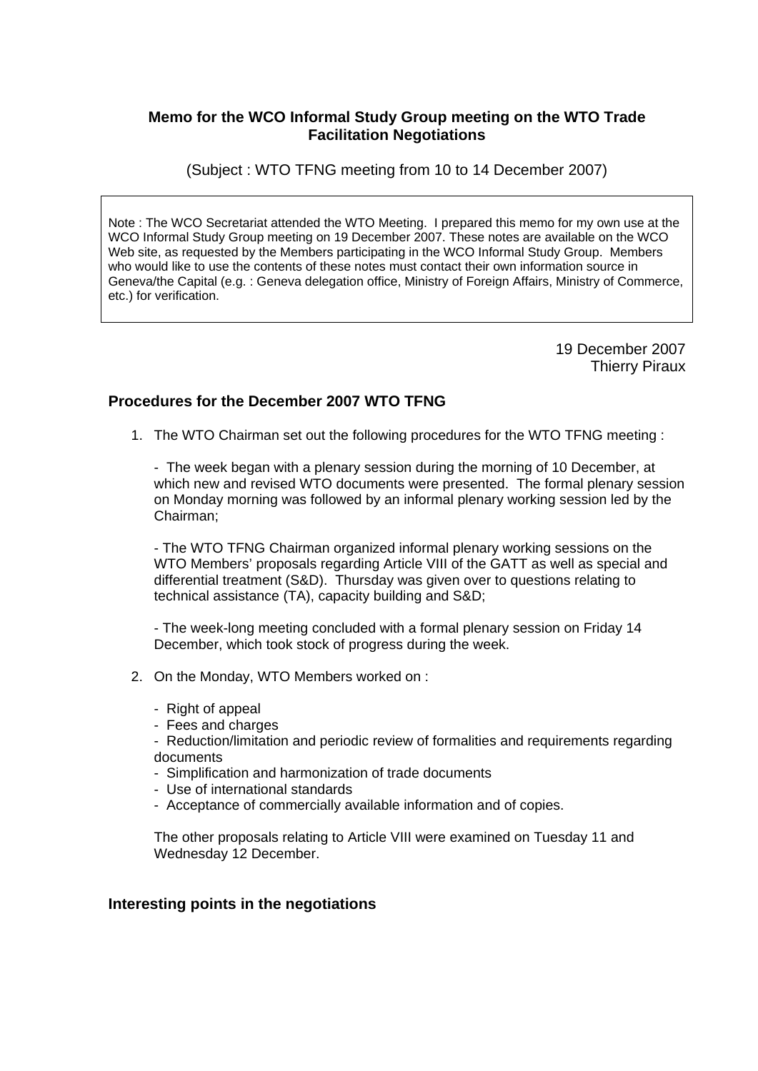# Memo for the WCO Informal Study Group meeting on the WTO Trade Facilitation Negotiations

(Subject : WTO TFNG meeting from 10 to 14 December 2007)

> Note : The WCO Secretariat attended the WTO Meeting. I prepared this memo for my own use at the WCO Informal Study Group meeting on 19 December 2007. These notes are available on the WCO Web site, as requested by the Members participating in the WCO Informal Study Group. Members who would like to use the contents of these notes must contact their own information source in Geneva/the Capital (e.g. : Geneva delegation office, Ministry of Foreign Affairs, Ministry of Commerce, etc.) for verification.

19 December 2007
Thierry Piraux

## Procedures for the December 2007 WTO TFNG

1. The WTO Chairman set out the following procedures for the WTO TFNG meeting :

   - The week began with a plenary session during the morning of 10 December, at which new and revised WTO documents were presented. The formal plenary session on Monday morning was followed by an informal plenary working session led by the Chairman;

   - The WTO TFNG Chairman organized informal plenary working sessions on the WTO Members' proposals regarding Article VIII of the GATT as well as special and differential treatment (S&D). Thursday was given over to questions relating to technical assistance (TA), capacity building and S&D;

   - The week-long meeting concluded with a formal plenary session on Friday 14 December, which took stock of progress during the week.

2. On the Monday, WTO Members worked on :

   - Right of appeal
   - Fees and charges
   - Reduction/limitation and periodic review of formalities and requirements regarding documents
   - Simplification and harmonization of trade documents
   - Use of international standards
   - Acceptance of commercially available information and of copies.

   The other proposals relating to Article VIII were examined on Tuesday 11 and Wednesday 12 December.

## Interesting points in the negotiations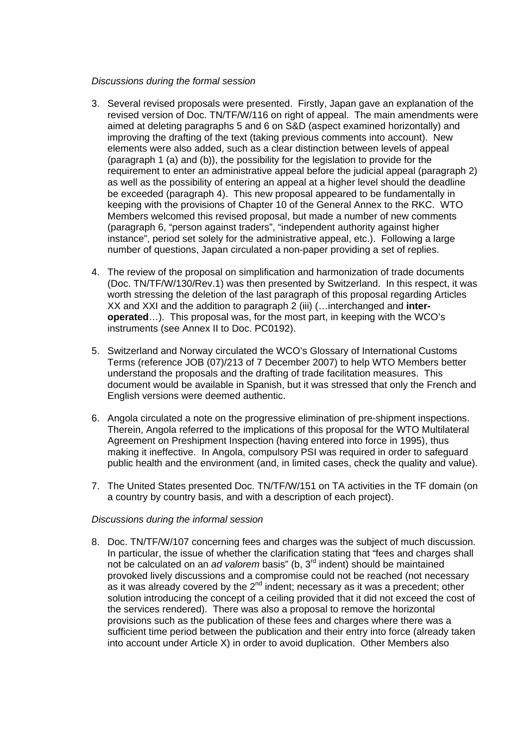*Discussions during the formal session*

3. Several revised proposals were presented. Firstly, Japan gave an explanation of the revised version of Doc. TN/TF/W/116 on right of appeal. The main amendments were aimed at deleting paragraphs 5 and 6 on S&D (aspect examined horizontally) and improving the drafting of the text (taking previous comments into account). New elements were also added, such as a clear distinction between levels of appeal (paragraph 1 (a) and (b)), the possibility for the legislation to provide for the requirement to enter an administrative appeal before the judicial appeal (paragraph 2) as well as the possibility of entering an appeal at a higher level should the deadline be exceeded (paragraph 4). This new proposal appeared to be fundamentally in keeping with the provisions of Chapter 10 of the General Annex to the RKC. WTO Members welcomed this revised proposal, but made a number of new comments (paragraph 6, "person against traders", "independent authority against higher instance", period set solely for the administrative appeal, etc.). Following a large number of questions, Japan circulated a non-paper providing a set of replies.

4. The review of the proposal on simplification and harmonization of trade documents (Doc. TN/TF/W/130/Rev.1) was then presented by Switzerland. In this respect, it was worth stressing the deletion of the last paragraph of this proposal regarding Articles XX and XXI and the addition to paragraph 2 (iii) (…interchanged and **inter-operated**…). This proposal was, for the most part, in keeping with the WCO's instruments (see Annex II to Doc. PC0192).

5. Switzerland and Norway circulated the WCO's Glossary of International Customs Terms (reference JOB (07)/213 of 7 December 2007) to help WTO Members better understand the proposals and the drafting of trade facilitation measures. This document would be available in Spanish, but it was stressed that only the French and English versions were deemed authentic.

6. Angola circulated a note on the progressive elimination of pre-shipment inspections. Therein, Angola referred to the implications of this proposal for the WTO Multilateral Agreement on Preshipment Inspection (having entered into force in 1995), thus making it ineffective. In Angola, compulsory PSI was required in order to safeguard public health and the environment (and, in limited cases, check the quality and value).

7. The United States presented Doc. TN/TF/W/151 on TA activities in the TF domain (on a country by country basis, and with a description of each project).

*Discussions during the informal session*

8. Doc. TN/TF/W/107 concerning fees and charges was the subject of much discussion. In particular, the issue of whether the clarification stating that "fees and charges shall not be calculated on an *ad valorem* basis" (b, 3rd indent) should be maintained provoked lively discussions and a compromise could not be reached (not necessary as it was already covered by the 2nd indent; necessary as it was a precedent; other solution introducing the concept of a ceiling provided that it did not exceed the cost of the services rendered). There was also a proposal to remove the horizontal provisions such as the publication of these fees and charges where there was a sufficient time period between the publication and their entry into force (already taken into account under Article X) in order to avoid duplication. Other Members also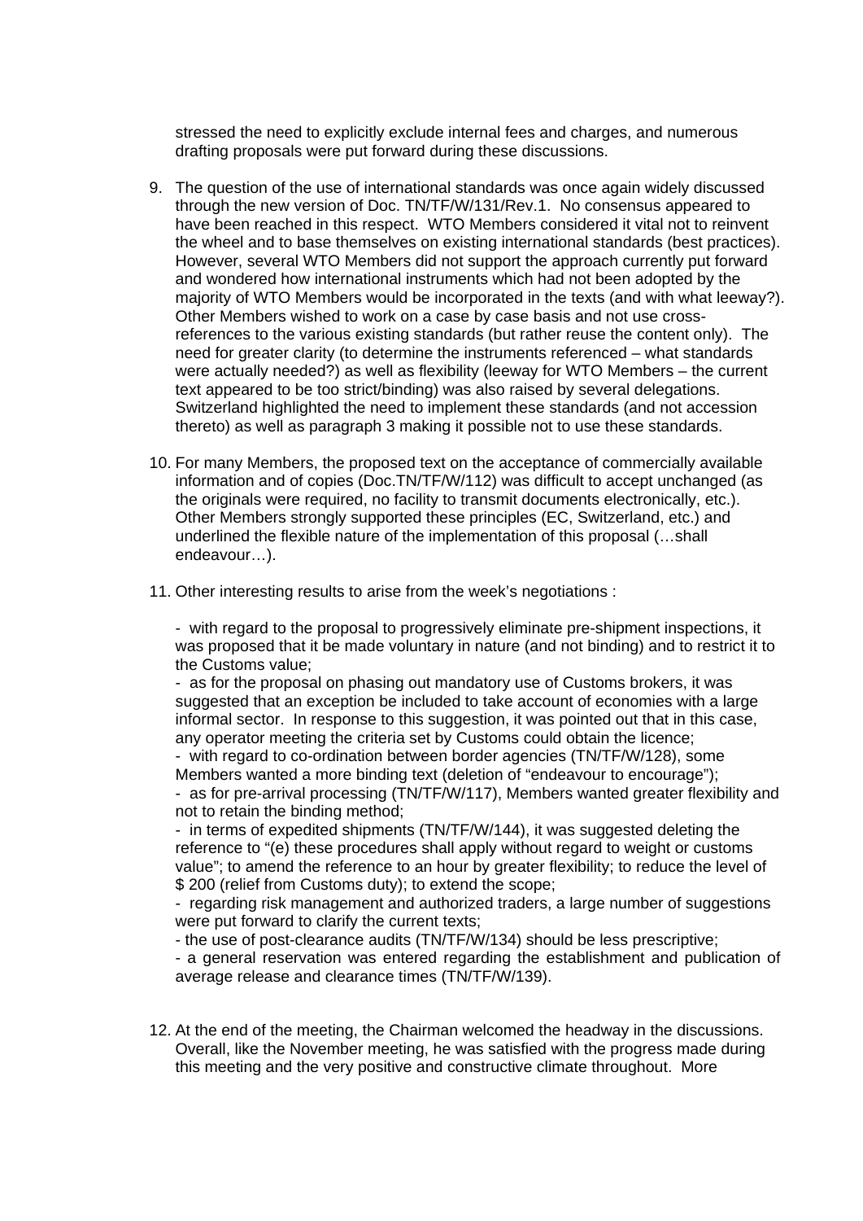stressed the need to explicitly exclude internal fees and charges, and numerous drafting proposals were put forward during these discussions.

9. The question of the use of international standards was once again widely discussed through the new version of Doc. TN/TF/W/131/Rev.1. No consensus appeared to have been reached in this respect. WTO Members considered it vital not to reinvent the wheel and to base themselves on existing international standards (best practices). However, several WTO Members did not support the approach currently put forward and wondered how international instruments which had not been adopted by the majority of WTO Members would be incorporated in the texts (and with what leeway?). Other Members wished to work on a case by case basis and not use cross-references to the various existing standards (but rather reuse the content only). The need for greater clarity (to determine the instruments referenced – what standards were actually needed?) as well as flexibility (leeway for WTO Members – the current text appeared to be too strict/binding) was also raised by several delegations. Switzerland highlighted the need to implement these standards (and not accession thereto) as well as paragraph 3 making it possible not to use these standards.

10. For many Members, the proposed text on the acceptance of commercially available information and of copies (Doc.TN/TF/W/112) was difficult to accept unchanged (as the originals were required, no facility to transmit documents electronically, etc.). Other Members strongly supported these principles (EC, Switzerland, etc.) and underlined the flexible nature of the implementation of this proposal (…shall endeavour…).

11. Other interesting results to arise from the week's negotiations :

    - with regard to the proposal to progressively eliminate pre-shipment inspections, it was proposed that it be made voluntary in nature (and not binding) and to restrict it to the Customs value;
    - as for the proposal on phasing out mandatory use of Customs brokers, it was suggested that an exception be included to take account of economies with a large informal sector. In response to this suggestion, it was pointed out that in this case, any operator meeting the criteria set by Customs could obtain the licence;
    - with regard to co-ordination between border agencies (TN/TF/W/128), some Members wanted a more binding text (deletion of "endeavour to encourage");
    - as for pre-arrival processing (TN/TF/W/117), Members wanted greater flexibility and not to retain the binding method;
    - in terms of expedited shipments (TN/TF/W/144), it was suggested deleting the reference to "(e) these procedures shall apply without regard to weight or customs value"; to amend the reference to an hour by greater flexibility; to reduce the level of $ 200 (relief from Customs duty); to extend the scope;
    - regarding risk management and authorized traders, a large number of suggestions were put forward to clarify the current texts;
    - the use of post-clearance audits (TN/TF/W/134) should be less prescriptive;
    - a general reservation was entered regarding the establishment and publication of average release and clearance times (TN/TF/W/139).

12. At the end of the meeting, the Chairman welcomed the headway in the discussions. Overall, like the November meeting, he was satisfied with the progress made during this meeting and the very positive and constructive climate throughout. More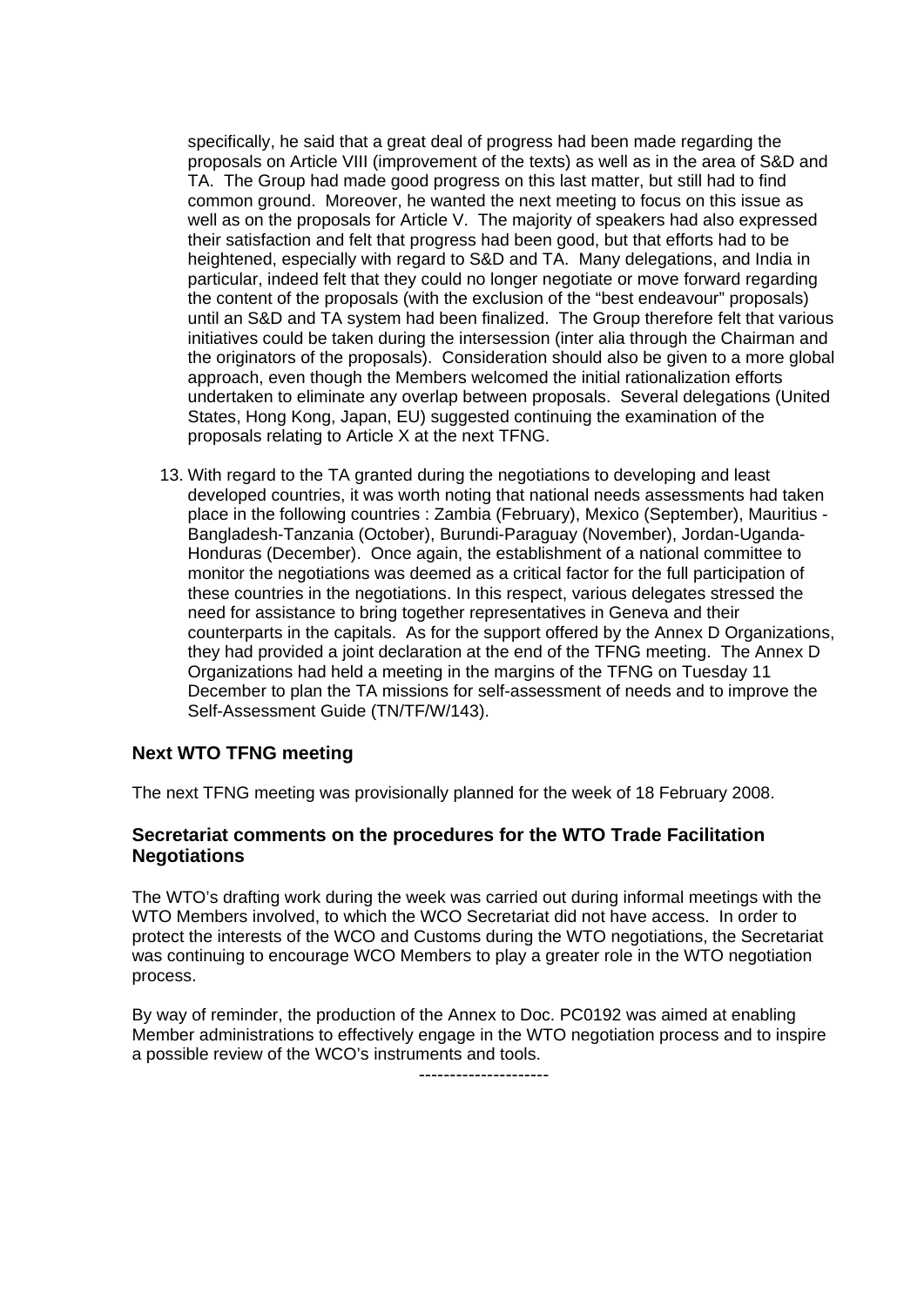specifically, he said that a great deal of progress had been made regarding the proposals on Article VIII (improvement of the texts) as well as in the area of S&D and TA. The Group had made good progress on this last matter, but still had to find common ground. Moreover, he wanted the next meeting to focus on this issue as well as on the proposals for Article V. The majority of speakers had also expressed their satisfaction and felt that progress had been good, but that efforts had to be heightened, especially with regard to S&D and TA. Many delegations, and India in particular, indeed felt that they could no longer negotiate or move forward regarding the content of the proposals (with the exclusion of the "best endeavour" proposals) until an S&D and TA system had been finalized. The Group therefore felt that various initiatives could be taken during the intersession (inter alia through the Chairman and the originators of the proposals). Consideration should also be given to a more global approach, even though the Members welcomed the initial rationalization efforts undertaken to eliminate any overlap between proposals. Several delegations (United States, Hong Kong, Japan, EU) suggested continuing the examination of the proposals relating to Article X at the next TFNG.

13. With regard to the TA granted during the negotiations to developing and least developed countries, it was worth noting that national needs assessments had taken place in the following countries : Zambia (February), Mexico (September), Mauritius - Bangladesh-Tanzania (October), Burundi-Paraguay (November), Jordan-Uganda-Honduras (December). Once again, the establishment of a national committee to monitor the negotiations was deemed as a critical factor for the full participation of these countries in the negotiations. In this respect, various delegates stressed the need for assistance to bring together representatives in Geneva and their counterparts in the capitals. As for the support offered by the Annex D Organizations, they had provided a joint declaration at the end of the TFNG meeting. The Annex D Organizations had held a meeting in the margins of the TFNG on Tuesday 11 December to plan the TA missions for self-assessment of needs and to improve the Self-Assessment Guide (TN/TF/W/143).

### Next WTO TFNG meeting

The next TFNG meeting was provisionally planned for the week of 18 February 2008.

### Secretariat comments on the procedures for the WTO Trade Facilitation Negotiations

The WTO's drafting work during the week was carried out during informal meetings with the WTO Members involved, to which the WCO Secretariat did not have access. In order to protect the interests of the WCO and Customs during the WTO negotiations, the Secretariat was continuing to encourage WCO Members to play a greater role in the WTO negotiation process.

By way of reminder, the production of the Annex to Doc. PC0192 was aimed at enabling Member administrations to effectively engage in the WTO negotiation process and to inspire a possible review of the WCO's instruments and tools.

---------------------